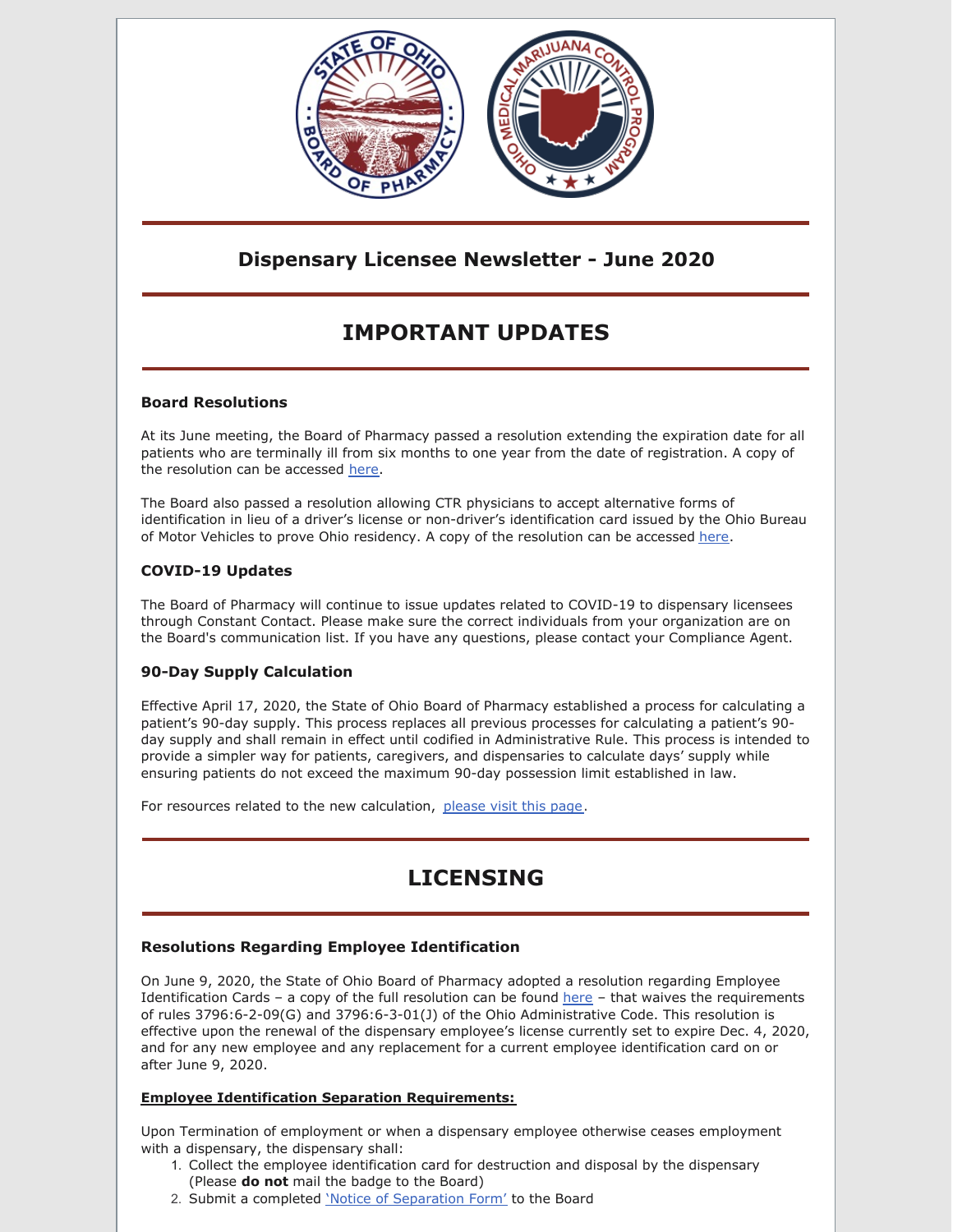# Dispensary Licensee Newsletter - June 2020

## IMPORTANT UPDATES

### Board Resolutions

At its June meeting, the Board of Pharmacy passed a resolution extending the expiration date for all patients who are terminally ill from six months to one year from the date of registration. A copy of the resolution can be accessed here.

The Board also passed a resolution allowing CTR physicians to accept alternative forms of identification in lieu of a driver's license or non-driver's identification card issued by the Ohio Bureau of Motor Vehicles to prove Ohio residency. A copy of the resolution can be accessed here.

### COVID-19 Updates

The Board of Pharmacy will continue to issue updates related to COVID-19 to dispensary licensees through Constant Contact. Please make sure the correct individuals from your organization are on the Board's communication list. If you have any questions, please contact your Compliance Agent.

### 90-Day Supply Calculation

Effective April 17, 2020, the State of Ohio Board of Pharmacy established a process for calculating a patient's 90-day supply. This process replaces all previous processes for calculating a patient's 90-day supply and shall remain in effect until codified in Administrative Rule. This process is intended to provide a simpler way for patients, caregivers, and dispensaries to calculate days' supply while ensuring patients do not exceed the maximum 90-day possession limit established in law.

For resources related to the new calculation, please visit this page.

## LICENSING

### Resolutions Regarding Employee Identification

On June 9, 2020, the State of Ohio Board of Pharmacy adopted a resolution regarding Employee Identification Cards – a copy of the full resolution can be found here – that waives the requirements of rules 3796:6-2-09(G) and 3796:6-3-01(J) of the Ohio Administrative Code. This resolution is effective upon the renewal of the dispensary employee's license currently set to expire Dec. 4, 2020, and for any new employee and any replacement for a current employee identification card on or after June 9, 2020.

**Employee Identification Separation Requirements:**

Upon Termination of employment or when a dispensary employee otherwise ceases employment with a dispensary, the dispensary shall:

1. Collect the employee identification card for destruction and disposal by the dispensary (Please **do not** mail the badge to the Board)
2. Submit a completed 'Notice of Separation Form' to the Board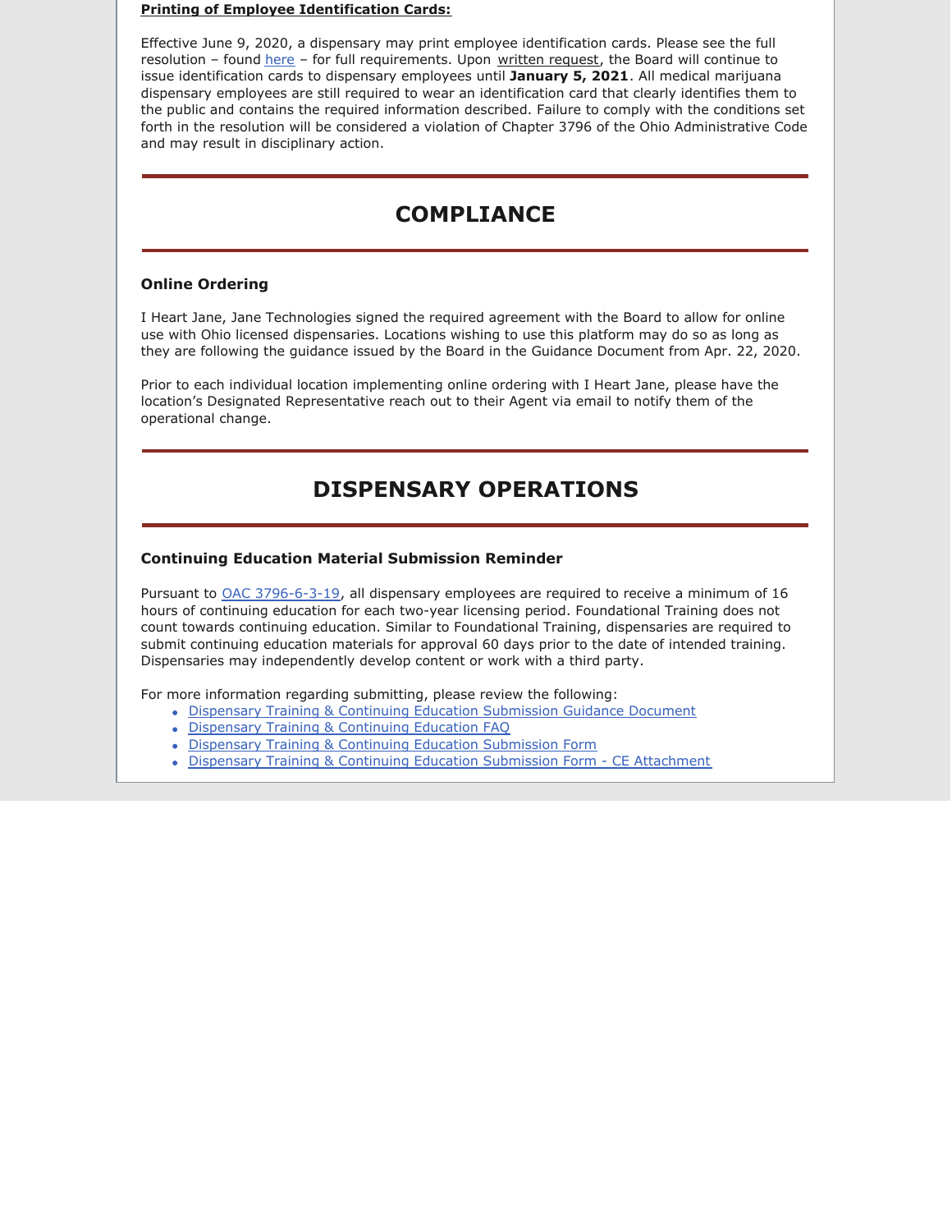**Printing of Employee Identification Cards:**

Effective June 9, 2020, a dispensary may print employee identification cards. Please see the full resolution – found here – for full requirements. Upon written request, the Board will continue to issue identification cards to dispensary employees until **January 5, 2021**. All medical marijuana dispensary employees are still required to wear an identification card that clearly identifies them to the public and contains the required information described. Failure to comply with the conditions set forth in the resolution will be considered a violation of Chapter 3796 of the Ohio Administrative Code and may result in disciplinary action.

## COMPLIANCE

### Online Ordering

I Heart Jane, Jane Technologies signed the required agreement with the Board to allow for online use with Ohio licensed dispensaries. Locations wishing to use this platform may do so as long as they are following the guidance issued by the Board in the Guidance Document from Apr. 22, 2020.

Prior to each individual location implementing online ordering with I Heart Jane, please have the location's Designated Representative reach out to their Agent via email to notify them of the operational change.

## DISPENSARY OPERATIONS

### Continuing Education Material Submission Reminder

Pursuant to OAC 3796-6-3-19, all dispensary employees are required to receive a minimum of 16 hours of continuing education for each two-year licensing period. Foundational Training does not count towards continuing education. Similar to Foundational Training, dispensaries are required to submit continuing education materials for approval 60 days prior to the date of intended training. Dispensaries may independently develop content or work with a third party.

For more information regarding submitting, please review the following:

- Dispensary Training & Continuing Education Submission Guidance Document
- Dispensary Training & Continuing Education FAQ
- Dispensary Training & Continuing Education Submission Form
- Dispensary Training & Continuing Education Submission Form - CE Attachment